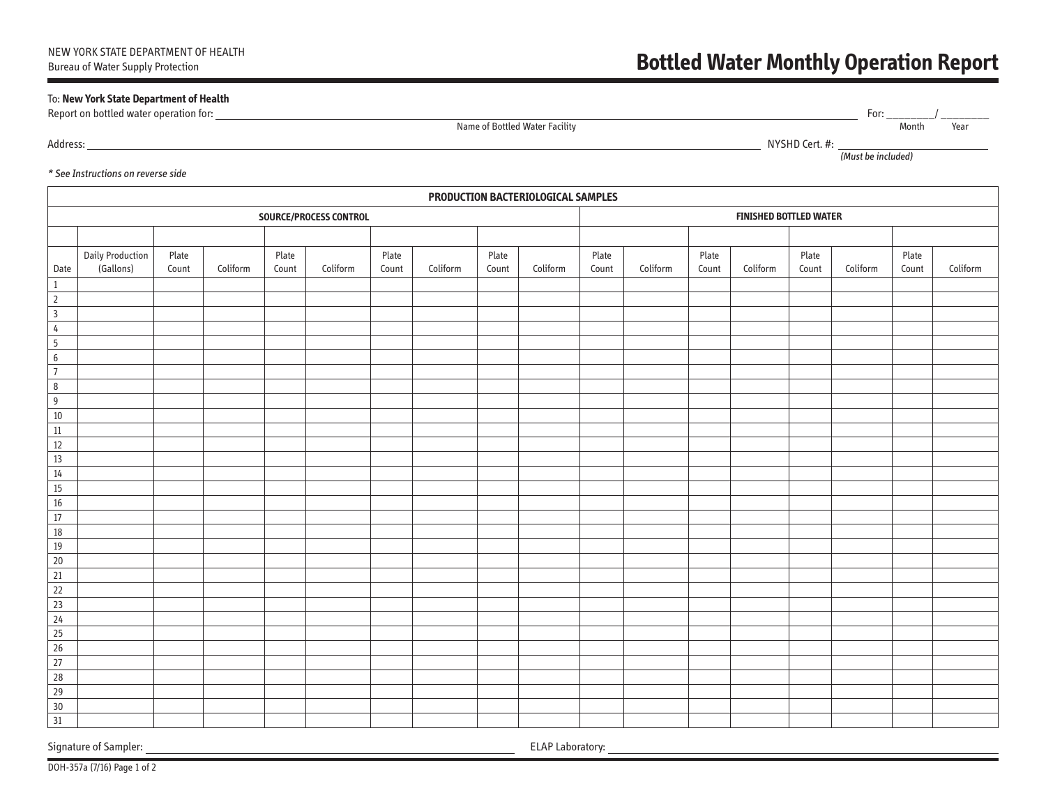NEW YORK STATE DEPARTMENT OF HEALTH
Bureau of Water Supply Protection

# Bottled Water Monthly Operation Report

To: **New York State Department of Health**

Report on bottled water operation for: ______________________________ For: ________/ ________
Name of Bottled Water Facility — Month — Year

Address: ______________________________ NYSHD Cert. #: ______________
*(Must be included)*

*\* See Instructions on reverse side*

| PRODUCTION BACTERIOLOGICAL SAMPLES | | | | | | | | | | | | | | | | | |
|---|---|---|---|---|---|---|---|---|---|---|---|---|---|---|---|---|---|
| | SOURCE/PROCESS CONTROL | | | | | | | | | FINISHED BOTTLED WATER | | | | | | | |
| | | | | | | | | | | | | | | | | | |
| Date | Daily Production (Gallons) | Plate Count | Coliform | Plate Count | Coliform | Plate Count | Coliform | Plate Count | Coliform | Plate Count | Coliform | Plate Count | Coliform | Plate Count | Coliform | Plate Count | Coliform |
| 1 | | | | | | | | | | | | | | | | | |
| 2 | | | | | | | | | | | | | | | | | |
| 3 | | | | | | | | | | | | | | | | | |
| 4 | | | | | | | | | | | | | | | | | |
| 5 | | | | | | | | | | | | | | | | | |
| 6 | | | | | | | | | | | | | | | | | |
| 7 | | | | | | | | | | | | | | | | | |
| 8 | | | | | | | | | | | | | | | | | |
| 9 | | | | | | | | | | | | | | | | | |
| 10 | | | | | | | | | | | | | | | | | |
| 11 | | | | | | | | | | | | | | | | | |
| 12 | | | | | | | | | | | | | | | | | |
| 13 | | | | | | | | | | | | | | | | | |
| 14 | | | | | | | | | | | | | | | | | |
| 15 | | | | | | | | | | | | | | | | | |
| 16 | | | | | | | | | | | | | | | | | |
| 17 | | | | | | | | | | | | | | | | | |
| 18 | | | | | | | | | | | | | | | | | |
| 19 | | | | | | | | | | | | | | | | | |
| 20 | | | | | | | | | | | | | | | | | |
| 21 | | | | | | | | | | | | | | | | | |
| 22 | | | | | | | | | | | | | | | | | |
| 23 | | | | | | | | | | | | | | | | | |
| 24 | | | | | | | | | | | | | | | | | |
| 25 | | | | | | | | | | | | | | | | | |
| 26 | | | | | | | | | | | | | | | | | |
| 27 | | | | | | | | | | | | | | | | | |
| 28 | | | | | | | | | | | | | | | | | |
| 29 | | | | | | | | | | | | | | | | | |
| 30 | | | | | | | | | | | | | | | | | |
| 31 | | | | | | | | | | | | | | | | | |

Signature of Sampler: ______________________________ ELAP Laboratory: ______________________________

DOH-357a (7/16)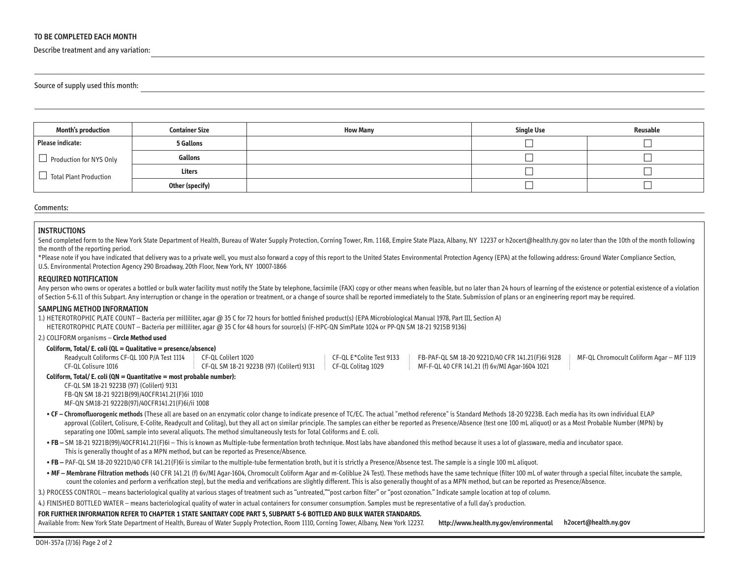**TO BE COMPLETED EACH MONTH**

Describe treatment and any variation: ______________________________

Source of supply used this month: ______________________________

| Month's production | Container Size | How Many | Single Use | Reusable |
|---|---|---|---|---|
| Please indicate: | 5 Gallons | | ☐ | ☐ |
| ☐ Production for NYS Only | Gallons | | ☐ | ☐ |
| ☐ Total Plant Production | Liters | | ☐ | ☐ |
| | Other (specify) | | ☐ | ☐ |

Comments: ______________________________

## INSTRUCTIONS

Send completed form to the New York State Department of Health, Bureau of Water Supply Protection, Corning Tower, Rm. 1168, Empire State Plaza, Albany, NY 12237 or h2ocert@health.ny.gov no later than the 10th of the month following the month of the reporting period.

*Please note if you have indicated that delivery was to a private well, you must also forward a copy of this report to the United States Environmental Protection Agency (EPA) at the following address: Ground Water Compliance Section, U.S. Environmental Protection Agency 290 Broadway, 20th Floor, New York, NY 10007-1866

## REQUIRED NOTIFICATION

Any person who owns or operates a bottled or bulk water facility must notify the State by telephone, facsimile (FAX) copy or other means when feasible, but no later than 24 hours of learning of the existence or potential existence of a violation of Section 5-6.11 of this Subpart. Any interruption or change in the operation or treatment, or a change of source shall be reported immediately to the State. Submission of plans or an engineering report may be required.

## SAMPLING METHOD INFORMATION

1.) HETEROTROPHIC PLATE COUNT – Bacteria per milliliter, agar @ 35 C for 72 hours for bottled finished product(s) (EPA Microbiological Manual 1978, Part III, Section A)
HETEROTROPHIC PLATE COUNT – Bacteria per milliliter, agar @ 35 C for 48 hours for source(s) (F-HPC-QN SimPlate 1024 or PP-QN SM 18-21 9215B 9136)

2.) COLIFORM organisms – **Circle Method used**

**Coliform, Total/ E. coli (QL = Qualitative = presence/absence)**

- Readycult Coliforms CF-QL 100 P/A Test 1114
- CF-QL Colisure 1016
- CF-QL Colilert 1020
- CF-QL SM 18-21 9223B (97) (Colilert) 9131
- CF-QL E*Colite Test 9133
- CF-QL Colitag 1029
- FB-PAF-QL SM 18-20 9221D/40 CFR 141.21(F)6i 9128
- MF-F-QL 40 CFR 141.21 (f) 6v/MI Agar-1604 1021
- MF-QL Chromocult Coliform Agar – MF 1119

**Coliform, Total/ E. coli (QN = Quantitative = most probable number):**

- CF-QL SM 18-21 9223B (97) (Colilert) 9131
- FB-QN SM 18-21 9221B(99)/40CFR141.21(F)6i 1010
- MF-QN SM18-21 9222B(97)/40CFR141.21(F)6i/ii 1008

- **CF – Chromofluorogenic methods** (These all are based on an enzymatic color change to indicate presence of TC/EC. The actual "method reference" is Standard Methods 18-20 9223B. Each media has its own individual ELAP approval (Colilert, Colisure, E-Colite, Readycult and Colitag), but they all act on similar principle. The samples can either be reported as Presence/Absence (test one 100 mL aliquot) or as a Most Probable Number (MPN) by separating one 100mL sample into several aliquots. The method simultaneously tests for Total Coliforms and E. coli.
- **FB –** SM 18-21 9221B(99)/40CFR141.21(F)6i – This is known as Multiple-tube fermentation broth technique. Most labs have abandoned this method because it uses a lot of glassware, media and incubator space. This is generally thought of as a MPN method, but can be reported as Presence/Absence.
- **FB –** PAF-QL SM 18-20 9221D/40 CFR 141.21(F)6i is similar to the multiple-tube fermentation broth, but it is strictly a Presence/Absence test. The sample is a single 100 mL aliquot.
- **MF – Membrane Filtration methods** (40 CFR 141.21 (f) 6v/MI Agar-1604, Chromocult Coliform Agar and m-Coliblue 24 Test). These methods have the same technique (filter 100 mL of water through a special filter, incubate the sample, count the colonies and perform a verification step), but the media and verifications are slightly different. This is also generally thought of as a MPN method, but can be reported as Presence/Absence.

3.) PROCESS CONTROL – means bacteriological quality at various stages of treatment such as "untreated,""post carbon filter" or "post ozonation." Indicate sample location at top of column.

4.) FINISHED BOTTLED WATER – means bacteriological quality of water in actual containers for consumer consumption. Samples must be representative of a full day's production.

**FOR FURTHER INFORMATION REFER TO CHAPTER 1 STATE SANITARY CODE PART 5, SUBPART 5-6 BOTTLED AND BULK WATER STANDARDS.**

Available from: New York State Department of Health, Bureau of Water Supply Protection, Room 1110, Corning Tower, Albany, New York 12237. **http://www.health.ny.gov/environmental** **h2ocert@health.ny.gov**

DOH-357a (7/16)